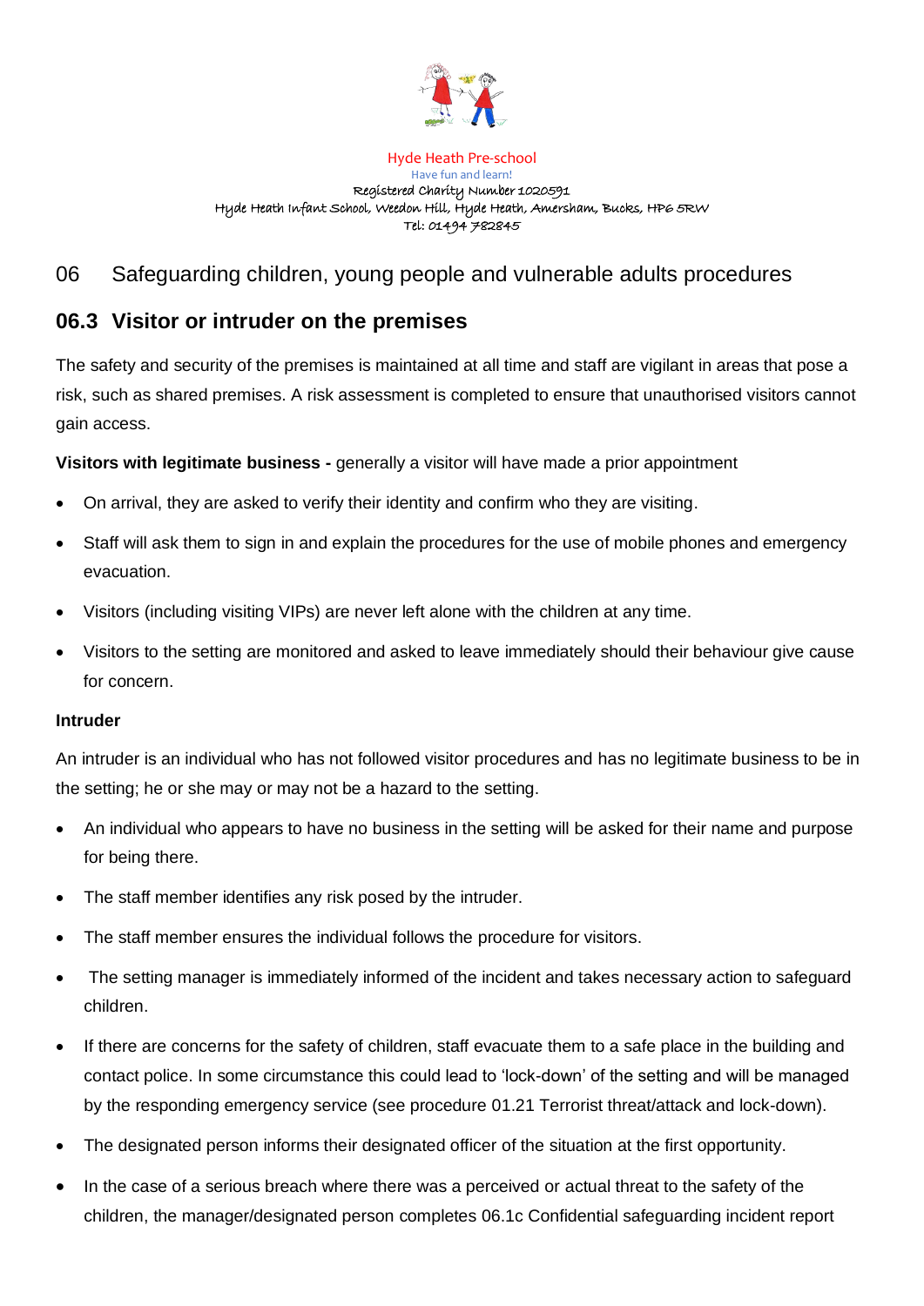Hyde Heath Pre-school
Have fun and learn!
Registered Charity Number 1020591
Hyde Heath Infant School, Weedon Hill, Hyde Heath, Amersham, Bucks, HP6 5RW
Tel: 01494 782845

# 06 Safeguarding children, young people and vulnerable adults procedures

## 06.3 Visitor or intruder on the premises

The safety and security of the premises is maintained at all time and staff are vigilant in areas that pose a risk, such as shared premises. A risk assessment is completed to ensure that unauthorised visitors cannot gain access.

**Visitors with legitimate business -** generally a visitor will have made a prior appointment

- On arrival, they are asked to verify their identity and confirm who they are visiting.
- Staff will ask them to sign in and explain the procedures for the use of mobile phones and emergency evacuation.
- Visitors (including visiting VIPs) are never left alone with the children at any time.
- Visitors to the setting are monitored and asked to leave immediately should their behaviour give cause for concern.

**Intruder**

An intruder is an individual who has not followed visitor procedures and has no legitimate business to be in the setting; he or she may or may not be a hazard to the setting.

- An individual who appears to have no business in the setting will be asked for their name and purpose for being there.
- The staff member identifies any risk posed by the intruder.
- The staff member ensures the individual follows the procedure for visitors.
- The setting manager is immediately informed of the incident and takes necessary action to safeguard children.
- If there are concerns for the safety of children, staff evacuate them to a safe place in the building and contact police. In some circumstance this could lead to 'lock-down' of the setting and will be managed by the responding emergency service (see procedure 01.21 Terrorist threat/attack and lock-down).
- The designated person informs their designated officer of the situation at the first opportunity.
- In the case of a serious breach where there was a perceived or actual threat to the safety of the children, the manager/designated person completes 06.1c Confidential safeguarding incident report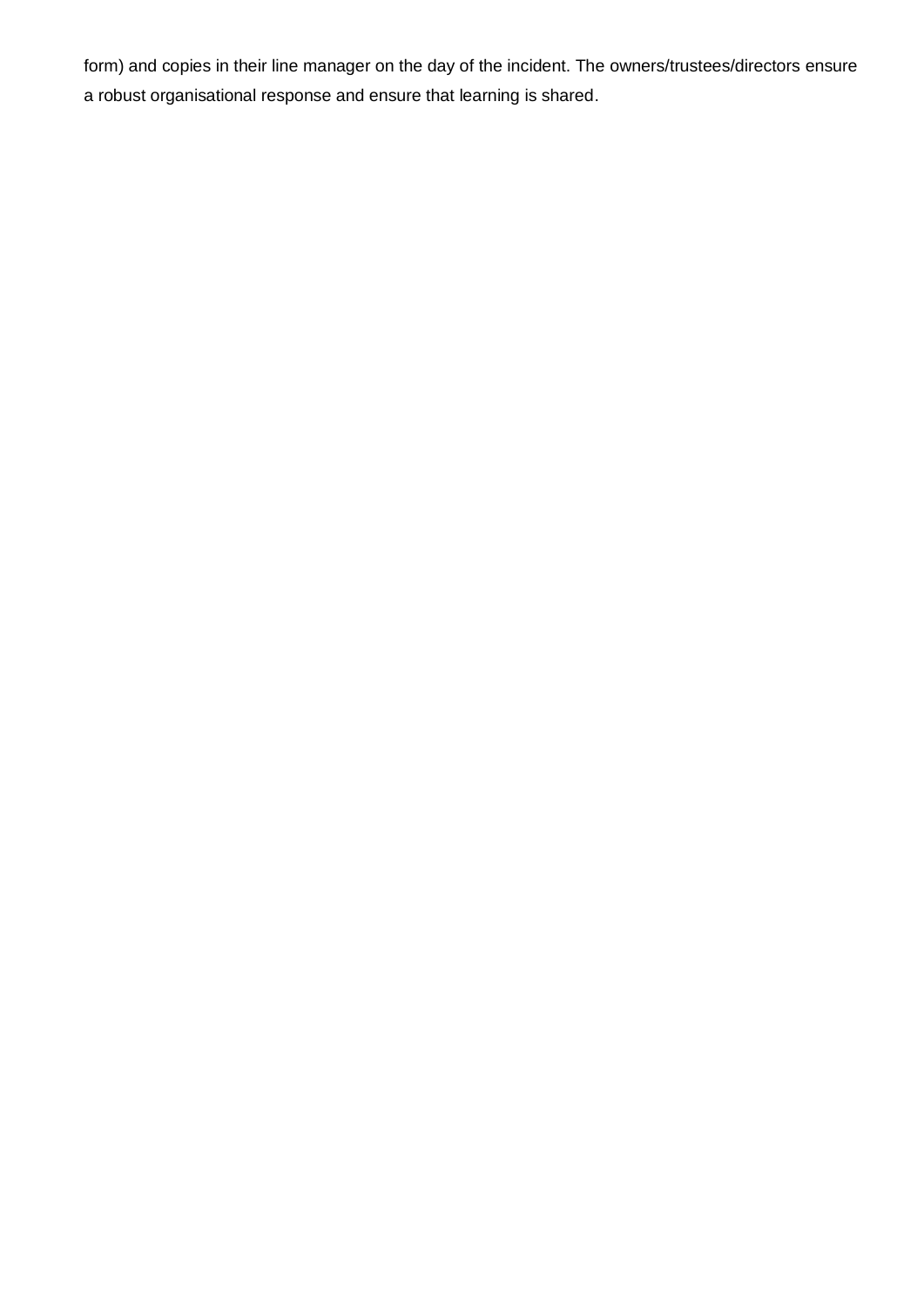form) and copies in their line manager on the day of the incident. The owners/trustees/directors ensure a robust organisational response and ensure that learning is shared.